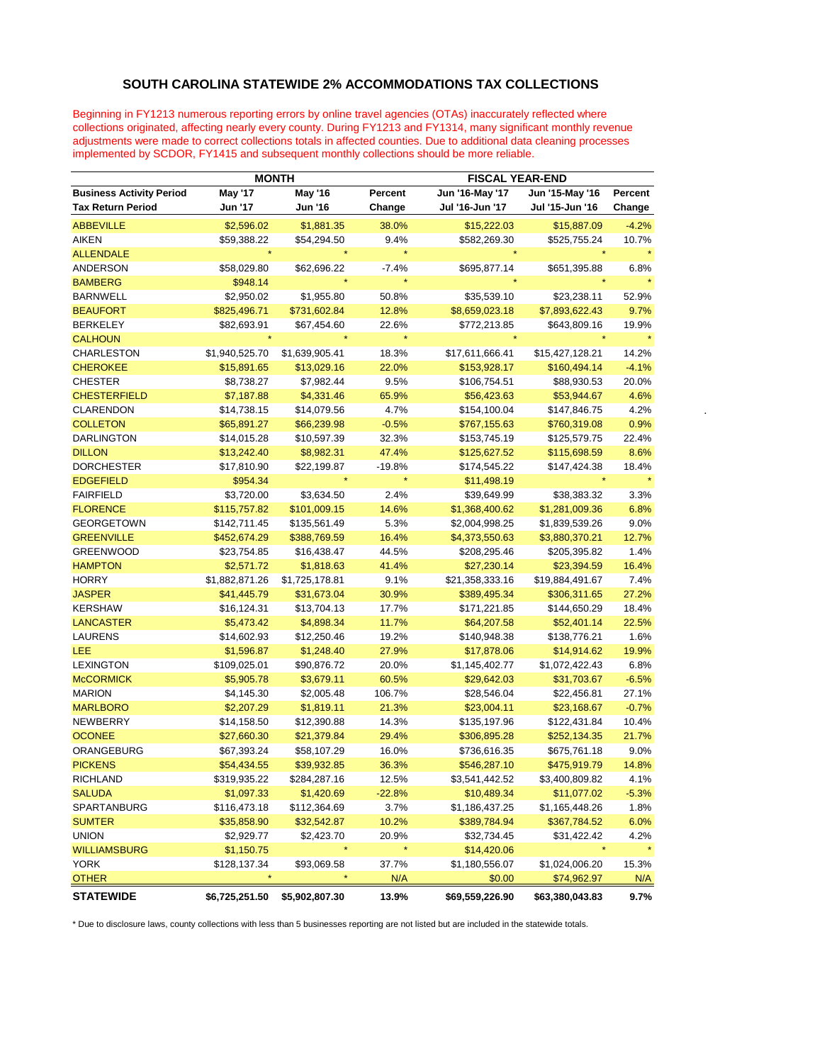# SOUTH CAROLINA STATEWIDE 2% ACCOMMODATIONS TAX COLLECTIONS

Beginning in FY1213 numerous reporting errors by online travel agencies (OTAs) inaccurately reflected where collections originated, affecting nearly every county. During FY1213 and FY1314, many significant monthly revenue adjustments were made to correct collections totals in affected counties. Due to additional data cleaning processes implemented by SCDOR, FY1415 and subsequent monthly collections should be more reliable.

| | MONTH | | | FISCAL YEAR-END | | |
|---|---|---|---|---|---|---|
| **Business Activity Period** | **May '17** | **May '16** | **Percent** | **Jun '16-May '17** | **Jun '15-May '16** | **Percent** |
| **Tax Return Period** | **Jun '17** | **Jun '16** | **Change** | **Jul '16-Jun '17** | **Jul '15-Jun '16** | **Change** |
| ABBEVILLE | $2,596.02 | $1,881.35 | 38.0% | $15,222.03 | $15,887.09 | -4.2% |
| AIKEN | $59,388.22 | $54,294.50 | 9.4% | $582,269.30 | $525,755.24 | 10.7% |
| ALLENDALE | * | * | * | * | * | * |
| ANDERSON | $58,029.80 | $62,696.22 | -7.4% | $695,877.14 | $651,395.88 | 6.8% |
| BAMBERG | $948.14 | * | * | * | * | * |
| BARNWELL | $2,950.02 | $1,955.80 | 50.8% | $35,539.10 | $23,238.11 | 52.9% |
| BEAUFORT | $825,496.71 | $731,602.84 | 12.8% | $8,659,023.18 | $7,893,622.43 | 9.7% |
| BERKELEY | $82,693.91 | $67,454.60 | 22.6% | $772,213.85 | $643,809.16 | 19.9% |
| CALHOUN | * | * | * | * | * | * |
| CHARLESTON | $1,940,525.70 | $1,639,905.41 | 18.3% | $17,611,666.41 | $15,427,128.21 | 14.2% |
| CHEROKEE | $15,891.65 | $13,029.16 | 22.0% | $153,928.17 | $160,494.14 | -4.1% |
| CHESTER | $8,738.27 | $7,982.44 | 9.5% | $106,754.51 | $88,930.53 | 20.0% |
| CHESTERFIELD | $7,187.88 | $4,331.46 | 65.9% | $56,423.63 | $53,944.67 | 4.6% |
| CLARENDON | $14,738.15 | $14,079.56 | 4.7% | $154,100.04 | $147,846.75 | 4.2% |
| COLLETON | $65,891.27 | $66,239.98 | -0.5% | $767,155.63 | $760,319.08 | 0.9% |
| DARLINGTON | $14,015.28 | $10,597.39 | 32.3% | $153,745.19 | $125,579.75 | 22.4% |
| DILLON | $13,242.40 | $8,982.31 | 47.4% | $125,627.52 | $115,698.59 | 8.6% |
| DORCHESTER | $17,810.90 | $22,199.87 | -19.8% | $174,545.22 | $147,424.38 | 18.4% |
| EDGEFIELD | $954.34 | * | * | $11,498.19 | * | * |
| FAIRFIELD | $3,720.00 | $3,634.50 | 2.4% | $39,649.99 | $38,383.32 | 3.3% |
| FLORENCE | $115,757.82 | $101,009.15 | 14.6% | $1,368,400.62 | $1,281,009.36 | 6.8% |
| GEORGETOWN | $142,711.45 | $135,561.49 | 5.3% | $2,004,998.25 | $1,839,539.26 | 9.0% |
| GREENVILLE | $452,674.29 | $388,769.59 | 16.4% | $4,373,550.63 | $3,880,370.21 | 12.7% |
| GREENWOOD | $23,754.85 | $16,438.47 | 44.5% | $208,295.46 | $205,395.82 | 1.4% |
| HAMPTON | $2,571.72 | $1,818.63 | 41.4% | $27,230.14 | $23,394.59 | 16.4% |
| HORRY | $1,882,871.26 | $1,725,178.81 | 9.1% | $21,358,333.16 | $19,884,491.67 | 7.4% |
| JASPER | $41,445.79 | $31,673.04 | 30.9% | $389,495.34 | $306,311.65 | 27.2% |
| KERSHAW | $16,124.31 | $13,704.13 | 17.7% | $171,221.85 | $144,650.29 | 18.4% |
| LANCASTER | $5,473.42 | $4,898.34 | 11.7% | $64,207.58 | $52,401.14 | 22.5% |
| LAURENS | $14,602.93 | $12,250.46 | 19.2% | $140,948.38 | $138,776.21 | 1.6% |
| LEE | $1,596.87 | $1,248.40 | 27.9% | $17,878.06 | $14,914.62 | 19.9% |
| LEXINGTON | $109,025.01 | $90,876.72 | 20.0% | $1,145,402.77 | $1,072,422.43 | 6.8% |
| McCORMICK | $5,905.78 | $3,679.11 | 60.5% | $29,642.03 | $31,703.67 | -6.5% |
| MARION | $4,145.30 | $2,005.48 | 106.7% | $28,546.04 | $22,456.81 | 27.1% |
| MARLBORO | $2,207.29 | $1,819.11 | 21.3% | $23,004.11 | $23,168.67 | -0.7% |
| NEWBERRY | $14,158.50 | $12,390.88 | 14.3% | $135,197.96 | $122,431.84 | 10.4% |
| OCONEE | $27,660.30 | $21,379.84 | 29.4% | $306,895.28 | $252,134.35 | 21.7% |
| ORANGEBURG | $67,393.24 | $58,107.29 | 16.0% | $736,616.35 | $675,761.18 | 9.0% |
| PICKENS | $54,434.55 | $39,932.85 | 36.3% | $546,287.10 | $475,919.79 | 14.8% |
| RICHLAND | $319,935.22 | $284,287.16 | 12.5% | $3,541,442.52 | $3,400,809.82 | 4.1% |
| SALUDA | $1,097.33 | $1,420.69 | -22.8% | $10,489.34 | $11,077.02 | -5.3% |
| SPARTANBURG | $116,473.18 | $112,364.69 | 3.7% | $1,186,437.25 | $1,165,448.26 | 1.8% |
| SUMTER | $35,858.90 | $32,542.87 | 10.2% | $389,784.94 | $367,784.52 | 6.0% |
| UNION | $2,929.77 | $2,423.70 | 20.9% | $32,734.45 | $31,422.42 | 4.2% |
| WILLIAMSBURG | $1,150.75 | * | * | $14,420.06 | * | * |
| YORK | $128,137.34 | $93,069.58 | 37.7% | $1,180,556.07 | $1,024,006.20 | 15.3% |
| OTHER | * | * | N/A | $0.00 | $74,962.97 | N/A |
| **STATEWIDE** | **$6,725,251.50** | **$5,902,807.30** | **13.9%** | **$69,559,226.90** | **$63,380,043.83** | **9.7%** |

* Due to disclosure laws, county collections with less than 5 businesses reporting are not listed but are included in the statewide totals.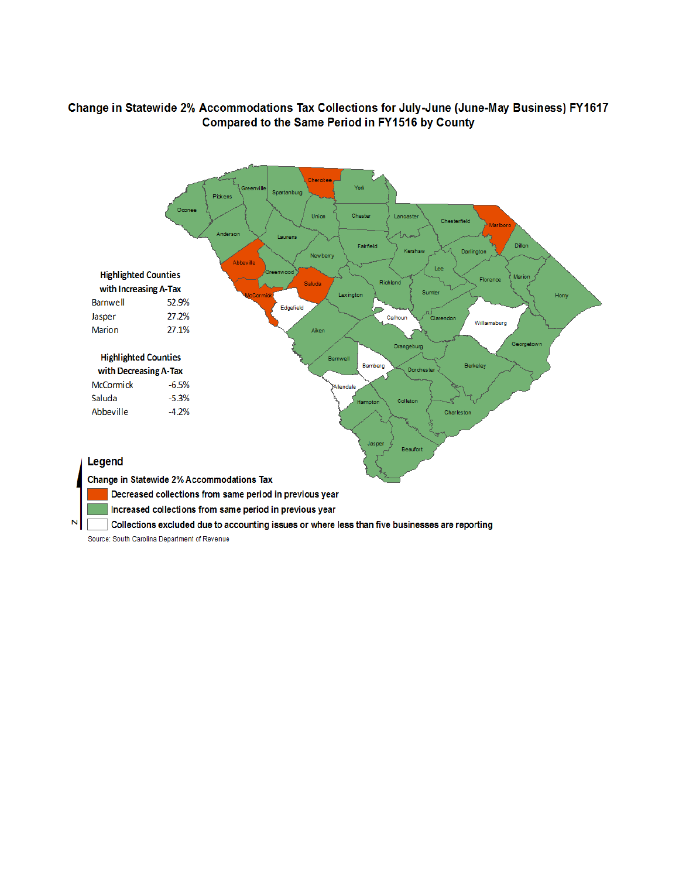**Change in Statewide 2% Accommodations Tax Collections for July-June (June-May Business) FY1617 Compared to the Same Period in FY1516 by County**

Highlighted Counties with Increasing A-Tax

Barnwell 52.9%
Jasper 27.2%
Marion 27.1%

Highlighted Counties with Decreasing A-Tax

McCormick -6.5%
Saluda -5.3%
Abbeville -4.2%

Oconee
Pickens
Greenville
Spartanburg
Cherokee
York
Anderson
Laurens
Union
Chester
Lancaster
Chesterfield
Marlboro
Abbeville
Greenwood
Newberry
Fairfield
Kershaw
Darlington
Dillon
McCormick
Saluda
Edgefield
Lexington
Richland
Lee
Florence
Marion
Horry
Calhoun
Sumter
Clarendon
Williamsburg
Aiken
Orangeburg
Georgetown
Barnwell
Bamberg
Dorchester
Berkeley
Allendale
Hampton
Colleton
Charleston
Jasper
Beaufort

N

**Legend**

Change in Statewide 2% Accommodations Tax

Decreased collections from same period in previous year

Increased collections from same period in previous year

Collections excluded due to accounting issues or where less than five businesses are reporting

Source: South Carolina Department of Revenue